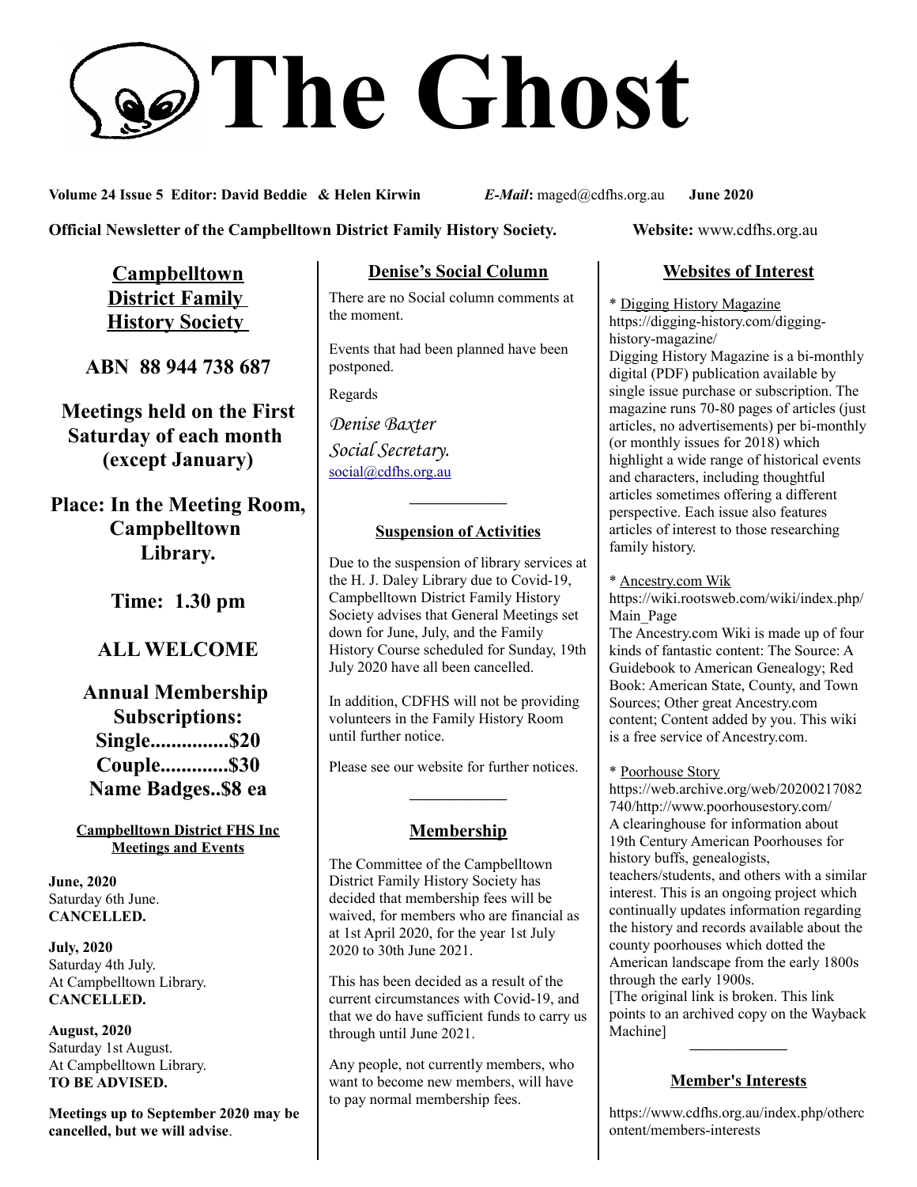# The Ghost

**Volume 24 Issue 5 Editor: David Beddie & Helen Kirwin** ***E-Mail*****:** maged@cdfhs.org.au **June 2020**

**Official Newsletter of the Campbelltown District Family History Society.** **Website:** www.cdfhs.org.au

## Campbelltown District Family History Society

**ABN 88 944 738 687**

**Meetings held on the First Saturday of each month (except January)**

**Place: In the Meeting Room, Campbelltown Library.**

**Time: 1.30 pm**

**ALL WELCOME**

**Annual Membership Subscriptions:**
**Single...............$20**
**Couple.............$30**
**Name Badges..$8 ea**

### Campbelltown District FHS Inc Meetings and Events

**June, 2020**
Saturday 6th June.
**CANCELLED.**

**July, 2020**
Saturday 4th July.
At Campbelltown Library.
**CANCELLED.**

**August, 2020**
Saturday 1st August.
At Campbelltown Library.
**TO BE ADVISED.**

**Meetings up to September 2020 may be cancelled, but we will advise**.

## Denise's Social Column

There are no Social column comments at the moment.

Events that had been planned have been postponed.

Regards

*Denise Baxter*
*Social Secretary.*
social@cdfhs.org.au

---

### Suspension of Activities

Due to the suspension of library services at the H. J. Daley Library due to Covid-19, Campbelltown District Family History Society advises that General Meetings set down for June, July, and the Family History Course scheduled for Sunday, 19th July 2020 have all been cancelled.

In addition, CDFHS will not be providing volunteers in the Family History Room until further notice.

Please see our website for further notices.

---

## Membership

The Committee of the Campbelltown District Family History Society has decided that membership fees will be waived, for members who are financial as at 1st April 2020, for the year 1st July 2020 to 30th June 2021.

This has been decided as a result of the current circumstances with Covid-19, and that we do have sufficient funds to carry us through until June 2021.

Any people, not currently members, who want to become new members, will have to pay normal membership fees.

## Websites of Interest

* Digging History Magazine
https://digging-history.com/digging-history-magazine/
Digging History Magazine is a bi-monthly digital (PDF) publication available by single issue purchase or subscription. The magazine runs 70-80 pages of articles (just articles, no advertisements) per bi-monthly (or monthly issues for 2018) which highlight a wide range of historical events and characters, including thoughtful articles sometimes offering a different perspective. Each issue also features articles of interest to those researching family history.

* Ancestry.com Wik
https://wiki.rootsweb.com/wiki/index.php/Main_Page
The Ancestry.com Wiki is made up of four kinds of fantastic content: The Source: A Guidebook to American Genealogy; Red Book: American State, County, and Town Sources; Other great Ancestry.com content; Content added by you. This wiki is a free service of Ancestry.com.

* Poorhouse Story
https://web.archive.org/web/20200217082740/http://www.poorhousestory.com/
A clearinghouse for information about 19th Century American Poorhouses for history buffs, genealogists, teachers/students, and others with a similar interest. This is an ongoing project which continually updates information regarding the history and records available about the county poorhouses which dotted the American landscape from the early 1800s through the early 1900s.
[The original link is broken. This link points to an archived copy on the Wayback Machine]

---

### Member's Interests

https://www.cdfhs.org.au/index.php/othercontent/members-interests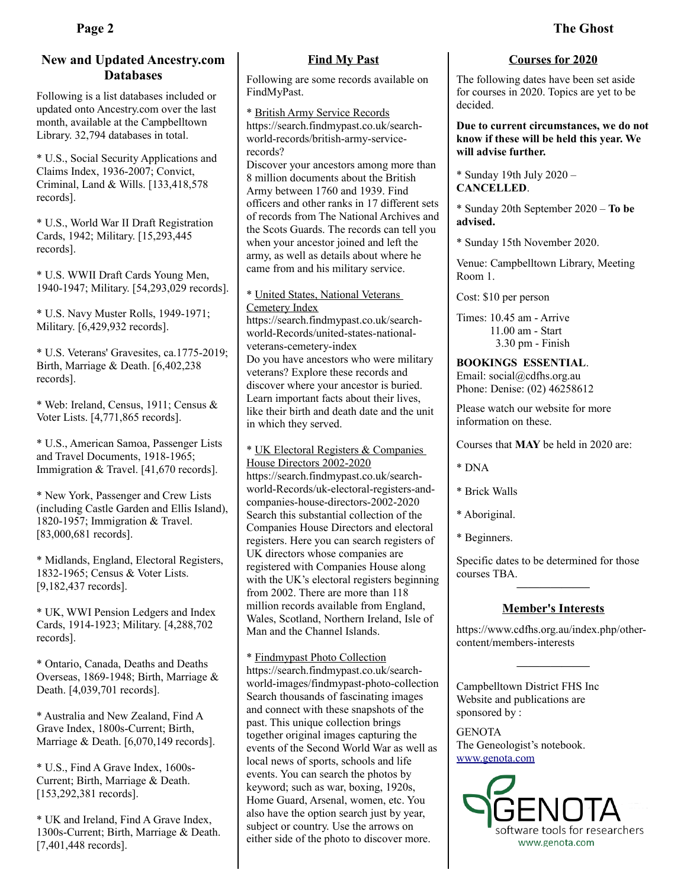## New and Updated Ancestry.com Databases

Following is a list databases included or updated onto Ancestry.com over the last month, available at the Campbelltown Library. 32,794 databases in total.

* U.S., Social Security Applications and Claims Index, 1936-2007; Convict, Criminal, Land & Wills. [133,418,578 records].

* U.S., World War II Draft Registration Cards, 1942; Military. [15,293,445 records].

* U.S. WWII Draft Cards Young Men, 1940-1947; Military. [54,293,029 records].

* U.S. Navy Muster Rolls, 1949-1971; Military. [6,429,932 records].

* U.S. Veterans' Gravesites, ca.1775-2019; Birth, Marriage & Death. [6,402,238 records].

* Web: Ireland, Census, 1911; Census & Voter Lists. [4,771,865 records].

* U.S., American Samoa, Passenger Lists and Travel Documents, 1918-1965; Immigration & Travel. [41,670 records].

* New York, Passenger and Crew Lists (including Castle Garden and Ellis Island), 1820-1957; Immigration & Travel. [83,000,681 records].

* Midlands, England, Electoral Registers, 1832-1965; Census & Voter Lists. [9,182,437 records].

* UK, WWI Pension Ledgers and Index Cards, 1914-1923; Military. [4,288,702 records].

* Ontario, Canada, Deaths and Deaths Overseas, 1869-1948; Birth, Marriage & Death. [4,039,701 records].

* Australia and New Zealand, Find A Grave Index, 1800s-Current; Birth, Marriage & Death. [6,070,149 records].

* U.S., Find A Grave Index, 1600s-Current; Birth, Marriage & Death. [153,292,381 records].

* UK and Ireland, Find A Grave Index, 1300s-Current; Birth, Marriage & Death. [7,401,448 records].

## Find My Past

Following are some records available on FindMyPast.

* British Army Service Records
https://search.findmypast.co.uk/search-world-records/british-army-service-records?
Discover your ancestors among more than 8 million documents about the British Army between 1760 and 1939. Find officers and other ranks in 17 different sets of records from The National Archives and the Scots Guards. The records can tell you when your ancestor joined and left the army, as well as details about where he came from and his military service.

* United States, National Veterans Cemetery Index
https://search.findmypast.co.uk/search-world-Records/united-states-national-veterans-cemetery-index
Do you have ancestors who were military veterans? Explore these records and discover where your ancestor is buried. Learn important facts about their lives, like their birth and death date and the unit in which they served.

* UK Electoral Registers & Companies House Directors 2002-2020
https://search.findmypast.co.uk/search-world-Records/uk-electoral-registers-and-companies-house-directors-2002-2020
Search this substantial collection of the Companies House Directors and electoral registers. Here you can search registers of UK directors whose companies are registered with Companies House along with the UK's electoral registers beginning from 2002. There are more than 118 million records available from England, Wales, Scotland, Northern Ireland, Isle of Man and the Channel Islands.

* Findmypast Photo Collection
https://search.findmypast.co.uk/search-world-images/findmypast-photo-collection
Search thousands of fascinating images and connect with these snapshots of the past. This unique collection brings together original images capturing the events of the Second World War as well as local news of sports, schools and life events. You can search the photos by keyword; such as war, boxing, 1920s, Home Guard, Arsenal, women, etc. You also have the option search just by year, subject or country. Use the arrows on either side of the photo to discover more.

## Courses for 2020

The following dates have been set aside for courses in 2020. Topics are yet to be decided.

**Due to current circumstances, we do not know if these will be held this year. We will advise further.**

* Sunday 19th July 2020 – **CANCELLED**.

* Sunday 20th September 2020 – **To be advised.**

* Sunday 15th November 2020.

Venue: Campbelltown Library, Meeting Room 1.

Cost: $10 per person

Times: 10.45 am - Arrive
11.00 am - Start
3.30 pm - Finish

**BOOKINGS ESSENTIAL**.
Email: social@cdfhs.org.au
Phone: Denise: (02) 46258612

Please watch our website for more information on these.

Courses that **MAY** be held in 2020 are:

* DNA

* Brick Walls

* Aboriginal.

* Beginners.

Specific dates to be determined for those courses TBA.

## Member's Interests

https://www.cdfhs.org.au/index.php/other-content/members-interests

Campbelltown District FHS Inc Website and publications are sponsored by :

GENOTA
The Geneologist's notebook.
www.genota.com

GENOTA
software tools for researchers
www.genota.com